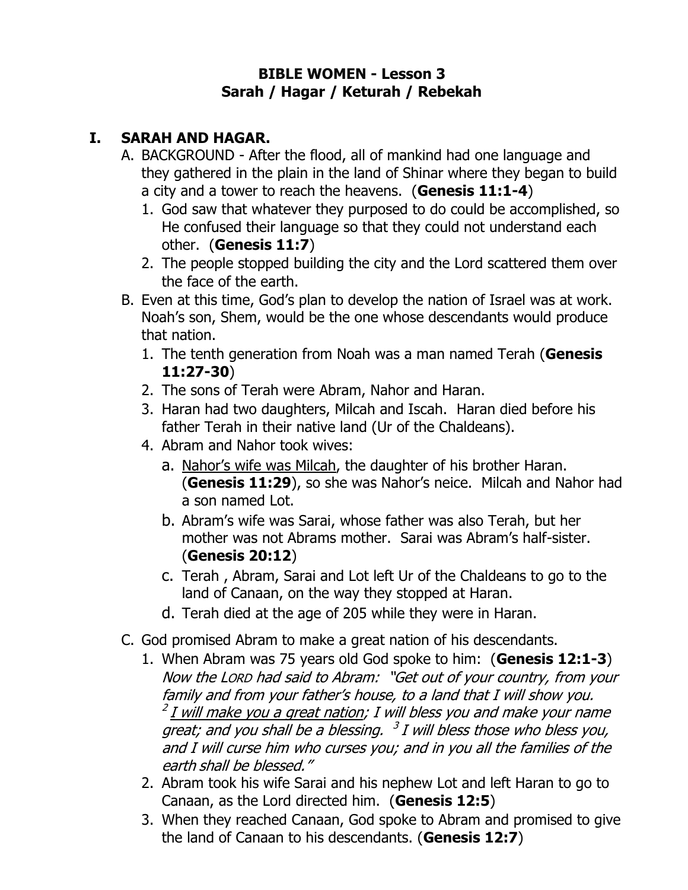# BIBLE WOMEN - Lesson 3
## Sarah / Hagar / Keturah / Rebekah

## I. SARAH AND HAGAR.

A. BACKGROUND - After the flood, all of mankind had one language and they gathered in the plain in the land of Shinar where they began to build a city and a tower to reach the heavens. (**Genesis 11:1-4**)

1. God saw that whatever they purposed to do could be accomplished, so He confused their language so that they could not understand each other. (**Genesis 11:7**)
2. The people stopped building the city and the Lord scattered them over the face of the earth.

B. Even at this time, God's plan to develop the nation of Israel was at work. Noah's son, Shem, would be the one whose descendants would produce that nation.

1. The tenth generation from Noah was a man named Terah (**Genesis 11:27-30**)
2. The sons of Terah were Abram, Nahor and Haran.
3. Haran had two daughters, Milcah and Iscah. Haran died before his father Terah in their native land (Ur of the Chaldeans).
4. Abram and Nahor took wives:
   a. Nahor's wife was Milcah, the daughter of his brother Haran. (**Genesis 11:29**), so she was Nahor's neice. Milcah and Nahor had a son named Lot.
   b. Abram's wife was Sarai, whose father was also Terah, but her mother was not Abrams mother. Sarai was Abram's half-sister. (**Genesis 20:12**)
   c. Terah , Abram, Sarai and Lot left Ur of the Chaldeans to go to the land of Canaan, on the way they stopped at Haran.
   d. Terah died at the age of 205 while they were in Haran.

C. God promised Abram to make a great nation of his descendants.

1. When Abram was 75 years old God spoke to him: (**Genesis 12:1-3**) *Now the LORD had said to Abram: "Get out of your country, from your family and from your father's house, to a land that I will show you. [2] I will make you a great nation; I will bless you and make your name great; and you shall be a blessing. [3] I will bless those who bless you, and I will curse him who curses you; and in you all the families of the earth shall be blessed."*
2. Abram took his wife Sarai and his nephew Lot and left Haran to go to Canaan, as the Lord directed him. (**Genesis 12:5**)
3. When they reached Canaan, God spoke to Abram and promised to give the land of Canaan to his descendants. (**Genesis 12:7**)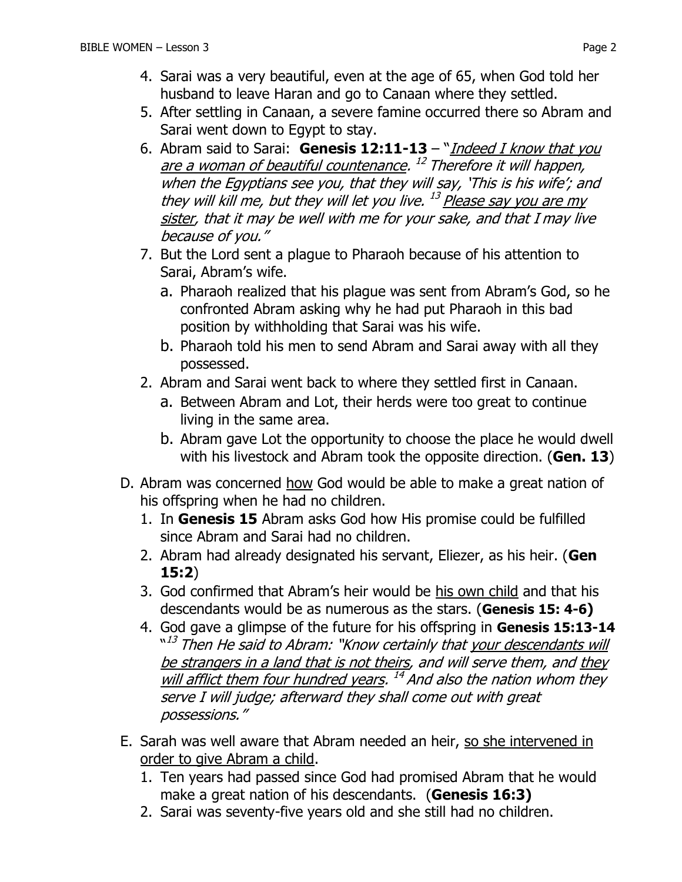4. Sarai was a very beautiful, even at the age of 65, when God told her husband to leave Haran and go to Canaan where they settled.
5. After settling in Canaan, a severe famine occurred there so Abram and Sarai went down to Egypt to stay.
6. Abram said to Sarai: **Genesis 12:11-13** – "*<u>Indeed I know that you are a woman of beautiful countenance</u>.* [12] *Therefore it will happen, when the Egyptians see you, that they will say, 'This is his wife'; and they will kill me, but they will let you live.* [13] *<u>Please say you are my sister</u>, that it may be well with me for your sake, and that I may live because of you."*
7. But the Lord sent a plague to Pharaoh because of his attention to Sarai, Abram's wife.
   a. Pharaoh realized that his plague was sent from Abram's God, so he confronted Abram asking why he had put Pharaoh in this bad position by withholding that Sarai was his wife.
   b. Pharaoh told his men to send Abram and Sarai away with all they possessed.
2. Abram and Sarai went back to where they settled first in Canaan.
   a. Between Abram and Lot, their herds were too great to continue living in the same area.
   b. Abram gave Lot the opportunity to choose the place he would dwell with his livestock and Abram took the opposite direction. (**Gen. 13**)

D. Abram was concerned <u>how</u> God would be able to make a great nation of his offspring when he had no children.
   1. In **Genesis 15** Abram asks God how His promise could be fulfilled since Abram and Sarai had no children.
   2. Abram had already designated his servant, Eliezer, as his heir. (**Gen 15:2**)
   3. God confirmed that Abram's heir would be <u>his own child</u> and that his descendants would be as numerous as the stars. (**Genesis 15: 4-6)**
   4. God gave a glimpse of the future for his offspring in **Genesis 15:13-14** "[13] *Then He said to Abram: "Know certainly that <u>your descendants will be strangers in a land that is not theirs</u>, and will serve them, and <u>they will afflict them four hundred years</u>.* [14] *And also the nation whom they serve I will judge; afterward they shall come out with great possessions."*

E. Sarah was well aware that Abram needed an heir, <u>so she intervened in order to give Abram a child</u>.
   1. Ten years had passed since God had promised Abram that he would make a great nation of his descendants. (**Genesis 16:3)**
   2. Sarai was seventy-five years old and she still had no children.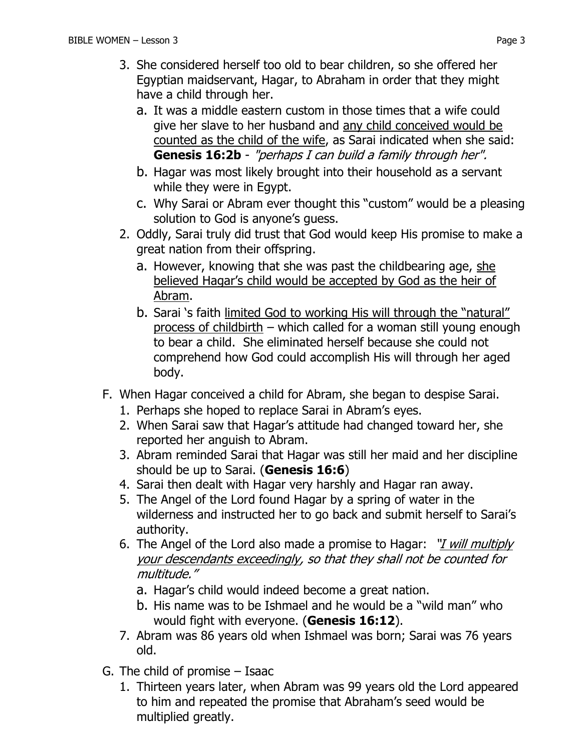3. She considered herself too old to bear children, so she offered her Egyptian maidservant, Hagar, to Abraham in order that they might have a child through her.
   a. It was a middle eastern custom in those times that a wife could give her slave to her husband and <u>any child conceived would be counted as the child of the wife</u>, as Sarai indicated when she said: **Genesis 16:2b** - *"perhaps I can build a family through her".*
   b. Hagar was most likely brought into their household as a servant while they were in Egypt.
   c. Why Sarai or Abram ever thought this "custom" would be a pleasing solution to God is anyone's guess.
2. Oddly, Sarai truly did trust that God would keep His promise to make a great nation from their offspring.
   a. However, knowing that she was past the childbearing age, <u>she believed Hagar's child would be accepted by God as the heir of Abram</u>.
   b. Sarai 's faith <u>limited God to working His will through the "natural" process of childbirth</u> – which called for a woman still young enough to bear a child. She eliminated herself because she could not comprehend how God could accomplish His will through her aged body.

F. When Hagar conceived a child for Abram, she began to despise Sarai.
   1. Perhaps she hoped to replace Sarai in Abram's eyes.
   2. When Sarai saw that Hagar's attitude had changed toward her, she reported her anguish to Abram.
   3. Abram reminded Sarai that Hagar was still her maid and her discipline should be up to Sarai. (**Genesis 16:6**)
   4. Sarai then dealt with Hagar very harshly and Hagar ran away.
   5. The Angel of the Lord found Hagar by a spring of water in the wilderness and instructed her to go back and submit herself to Sarai's authority.
   6. The Angel of the Lord also made a promise to Hagar: *"<u>I will multiply your descendants exceedingly</u>, so that they shall not be counted for multitude."*
      a. Hagar's child would indeed become a great nation.
      b. His name was to be Ishmael and he would be a "wild man" who would fight with everyone. (**Genesis 16:12**).
   7. Abram was 86 years old when Ishmael was born; Sarai was 76 years old.

G. The child of promise – Isaac
   1. Thirteen years later, when Abram was 99 years old the Lord appeared to him and repeated the promise that Abraham's seed would be multiplied greatly.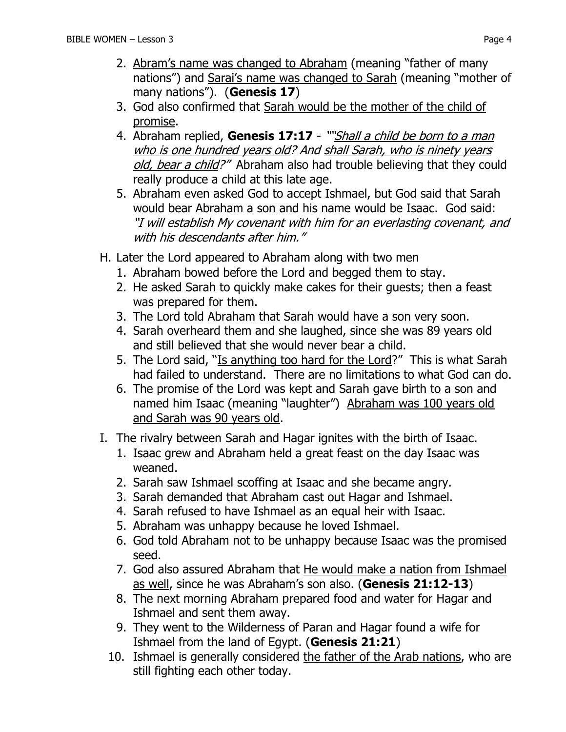2. <u>Abram's name was changed to Abraham</u> (meaning "father of many nations") and <u>Sarai's name was changed to Sarah</u> (meaning "mother of many nations"). (**Genesis 17**)
3. God also confirmed that <u>Sarah would be the mother of the child of promise</u>.
4. Abraham replied, **Genesis 17:17** - ""*<u>Shall a child be born to a man who is one hundred years old</u>? And <u>shall Sarah, who is ninety years old, bear a child</u>?"* Abraham also had trouble believing that they could really produce a child at this late age.
5. Abraham even asked God to accept Ishmael, but God said that Sarah would bear Abraham a son and his name would be Isaac. God said: *"I will establish My covenant with him for an everlasting covenant, and with his descendants after him."*

H. Later the Lord appeared to Abraham along with two men
1. Abraham bowed before the Lord and begged them to stay.
2. He asked Sarah to quickly make cakes for their guests; then a feast was prepared for them.
3. The Lord told Abraham that Sarah would have a son very soon.
4. Sarah overheard them and she laughed, since she was 89 years old and still believed that she would never bear a child.
5. The Lord said, "<u>Is anything too hard for the Lord</u>?" This is what Sarah had failed to understand. There are no limitations to what God can do.
6. The promise of the Lord was kept and Sarah gave birth to a son and named him Isaac (meaning "laughter") <u>Abraham was 100 years old and Sarah was 90 years old</u>.

I. The rivalry between Sarah and Hagar ignites with the birth of Isaac.
1. Isaac grew and Abraham held a great feast on the day Isaac was weaned.
2. Sarah saw Ishmael scoffing at Isaac and she became angry.
3. Sarah demanded that Abraham cast out Hagar and Ishmael.
4. Sarah refused to have Ishmael as an equal heir with Isaac.
5. Abraham was unhappy because he loved Ishmael.
6. God told Abraham not to be unhappy because Isaac was the promised seed.
7. God also assured Abraham that <u>He would make a nation from Ishmael as well</u>, since he was Abraham's son also. (**Genesis 21:12-13**)
8. The next morning Abraham prepared food and water for Hagar and Ishmael and sent them away.
9. They went to the Wilderness of Paran and Hagar found a wife for Ishmael from the land of Egypt. (**Genesis 21:21**)
10. Ishmael is generally considered <u>the father of the Arab nations</u>, who are still fighting each other today.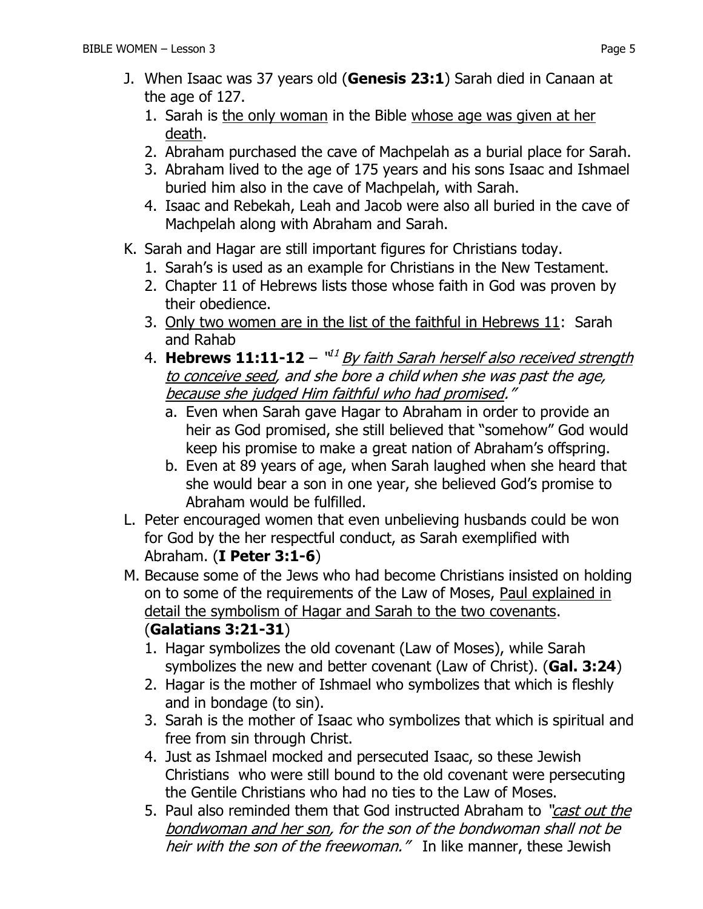J. When Isaac was 37 years old (**Genesis 23:1**) Sarah died in Canaan at the age of 127.
   1. Sarah is <u>the only woman</u> in the Bible <u>whose age was given at her death</u>.
   2. Abraham purchased the cave of Machpelah as a burial place for Sarah.
   3. Abraham lived to the age of 175 years and his sons Isaac and Ishmael buried him also in the cave of Machpelah, with Sarah.
   4. Isaac and Rebekah, Leah and Jacob were also all buried in the cave of Machpelah along with Abraham and Sarah.

K. Sarah and Hagar are still important figures for Christians today.
   1. Sarah's is used as an example for Christians in the New Testament.
   2. Chapter 11 of Hebrews lists those whose faith in God was proven by their obedience.
   3. <u>Only two women are in the list of the faithful in Hebrews 11</u>: Sarah and Rahab
   4. **Hebrews 11:11-12** – *"[11] <u>By faith Sarah herself also received strength to conceive seed</u>, and she bore a child when she was past the age, <u>because she judged Him faithful who had promised</u>."*
      a. Even when Sarah gave Hagar to Abraham in order to provide an heir as God promised, she still believed that "somehow" God would keep his promise to make a great nation of Abraham's offspring.
      b. Even at 89 years of age, when Sarah laughed when she heard that she would bear a son in one year, she believed God's promise to Abraham would be fulfilled.

L. Peter encouraged women that even unbelieving husbands could be won for God by the her respectful conduct, as Sarah exemplified with Abraham. (**I Peter 3:1-6**)

M. Because some of the Jews who had become Christians insisted on holding on to some of the requirements of the Law of Moses, <u>Paul explained in detail the symbolism of Hagar and Sarah to the two covenants</u>. (**Galatians 3:21-31**)
   1. Hagar symbolizes the old covenant (Law of Moses), while Sarah symbolizes the new and better covenant (Law of Christ). (**Gal. 3:24**)
   2. Hagar is the mother of Ishmael who symbolizes that which is fleshly and in bondage (to sin).
   3. Sarah is the mother of Isaac who symbolizes that which is spiritual and free from sin through Christ.
   4. Just as Ishmael mocked and persecuted Isaac, so these Jewish Christians who were still bound to the old covenant were persecuting the Gentile Christians who had no ties to the Law of Moses.
   5. Paul also reminded them that God instructed Abraham to *"<u>cast out the bondwoman and her son</u>, for the son of the bondwoman shall not be heir with the son of the freewoman."* In like manner, these Jewish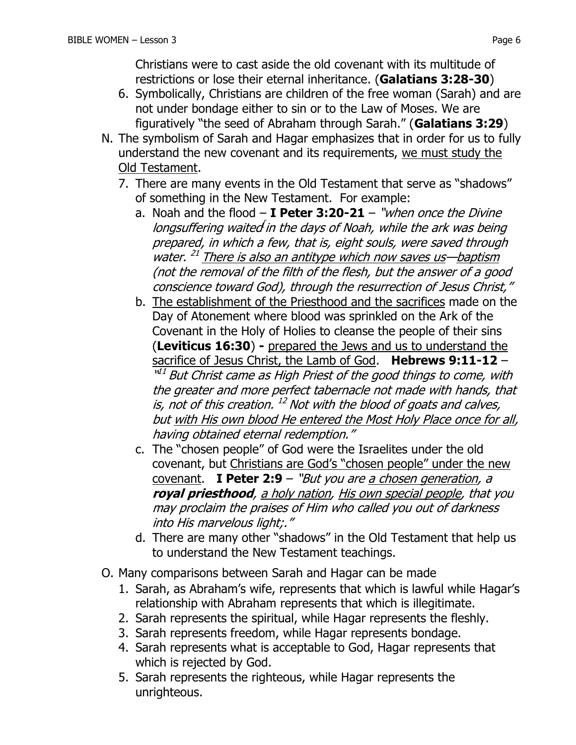Christians were to cast aside the old covenant with its multitude of restrictions or lose their eternal inheritance. (**Galatians 3:28-30**)

6. Symbolically, Christians are children of the free woman (Sarah) and are not under bondage either to sin or to the Law of Moses. We are figuratively "the seed of Abraham through Sarah." (**Galatians 3:29**)

N. The symbolism of Sarah and Hagar emphasizes that in order for us to fully understand the new covenant and its requirements, <u>we must study the Old Testament</u>.

7. There are many events in the Old Testament that serve as "shadows" of something in the New Testament. For example:
   a. Noah and the flood – **I Peter 3:20-21** – *"when once the Divine longsuffering waited in the days of Noah, while the ark was being prepared, in which a few, that is, eight souls, were saved through water.* [21] *<u>There is also an antitype which now saves us</u>—<u>baptism</u> (not the removal of the filth of the flesh, but the answer of a good conscience toward God), through the resurrection of Jesus Christ,"*
   b. <u>The establishment of the Priesthood and the sacrifices</u> made on the Day of Atonement where blood was sprinkled on the Ark of the Covenant in the Holy of Holies to cleanse the people of their sins (**Leviticus 16:30**) **-** <u>prepared the Jews and us to understand the sacrifice of Jesus Christ, the Lamb of God</u>. **Hebrews 9:11-12** – *"*[11] *But Christ came as High Priest of the good things to come, with the greater and more perfect tabernacle not made with hands, that is, not of this creation.* [12] *Not with the blood of goats and calves, but <u>with His own blood He entered the Most Holy Place once for all</u>, having obtained eternal redemption."*
   c. The "chosen people" of God were the Israelites under the old covenant, but <u>Christians are God's "chosen people" under the new covenant</u>. **I Peter 2:9** – *"But you are <u>a chosen generation</u>, a **royal priesthood**, <u>a holy nation</u>, <u>His own special people</u>, that you may proclaim the praises of Him who called you out of darkness into His marvelous light;."*
   d. There are many other "shadows" in the Old Testament that help us to understand the New Testament teachings.

O. Many comparisons between Sarah and Hagar can be made

1. Sarah, as Abraham's wife, represents that which is lawful while Hagar's relationship with Abraham represents that which is illegitimate.
2. Sarah represents the spiritual, while Hagar represents the fleshly.
3. Sarah represents freedom, while Hagar represents bondage.
4. Sarah represents what is acceptable to God, Hagar represents that which is rejected by God.
5. Sarah represents the righteous, while Hagar represents the unrighteous.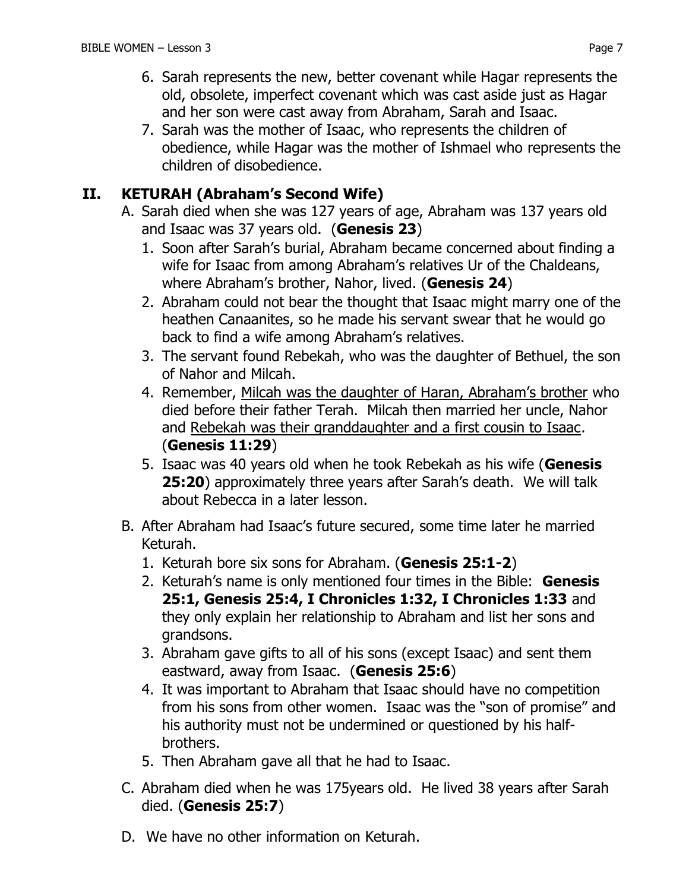6. Sarah represents the new, better covenant while Hagar represents the old, obsolete, imperfect covenant which was cast aside just as Hagar and her son were cast away from Abraham, Sarah and Isaac.
7. Sarah was the mother of Isaac, who represents the children of obedience, while Hagar was the mother of Ishmael who represents the children of disobedience.

## II. KETURAH (Abraham's Second Wife)

A. Sarah died when she was 127 years of age, Abraham was 137 years old and Isaac was 37 years old. (**Genesis 23**)

1. Soon after Sarah's burial, Abraham became concerned about finding a wife for Isaac from among Abraham's relatives Ur of the Chaldeans, where Abraham's brother, Nahor, lived. (**Genesis 24**)
2. Abraham could not bear the thought that Isaac might marry one of the heathen Canaanites, so he made his servant swear that he would go back to find a wife among Abraham's relatives.
3. The servant found Rebekah, who was the daughter of Bethuel, the son of Nahor and Milcah.
4. Remember, <u>Milcah was the daughter of Haran, Abraham's brother</u> who died before their father Terah. Milcah then married her uncle, Nahor and <u>Rebekah was their granddaughter and a first cousin to Isaac</u>. (**Genesis 11:29**)
5. Isaac was 40 years old when he took Rebekah as his wife (**Genesis 25:20**) approximately three years after Sarah's death. We will talk about Rebecca in a later lesson.

B. After Abraham had Isaac's future secured, some time later he married Keturah.

1. Keturah bore six sons for Abraham. (**Genesis 25:1-2**)
2. Keturah's name is only mentioned four times in the Bible: **Genesis 25:1, Genesis 25:4, I Chronicles 1:32, I Chronicles 1:33** and they only explain her relationship to Abraham and list her sons and grandsons.
3. Abraham gave gifts to all of his sons (except Isaac) and sent them eastward, away from Isaac. (**Genesis 25:6**)
4. It was important to Abraham that Isaac should have no competition from his sons from other women. Isaac was the "son of promise" and his authority must not be undermined or questioned by his half-brothers.
5. Then Abraham gave all that he had to Isaac.

C. Abraham died when he was 175years old. He lived 38 years after Sarah died. (**Genesis 25:7**)

D. We have no other information on Keturah.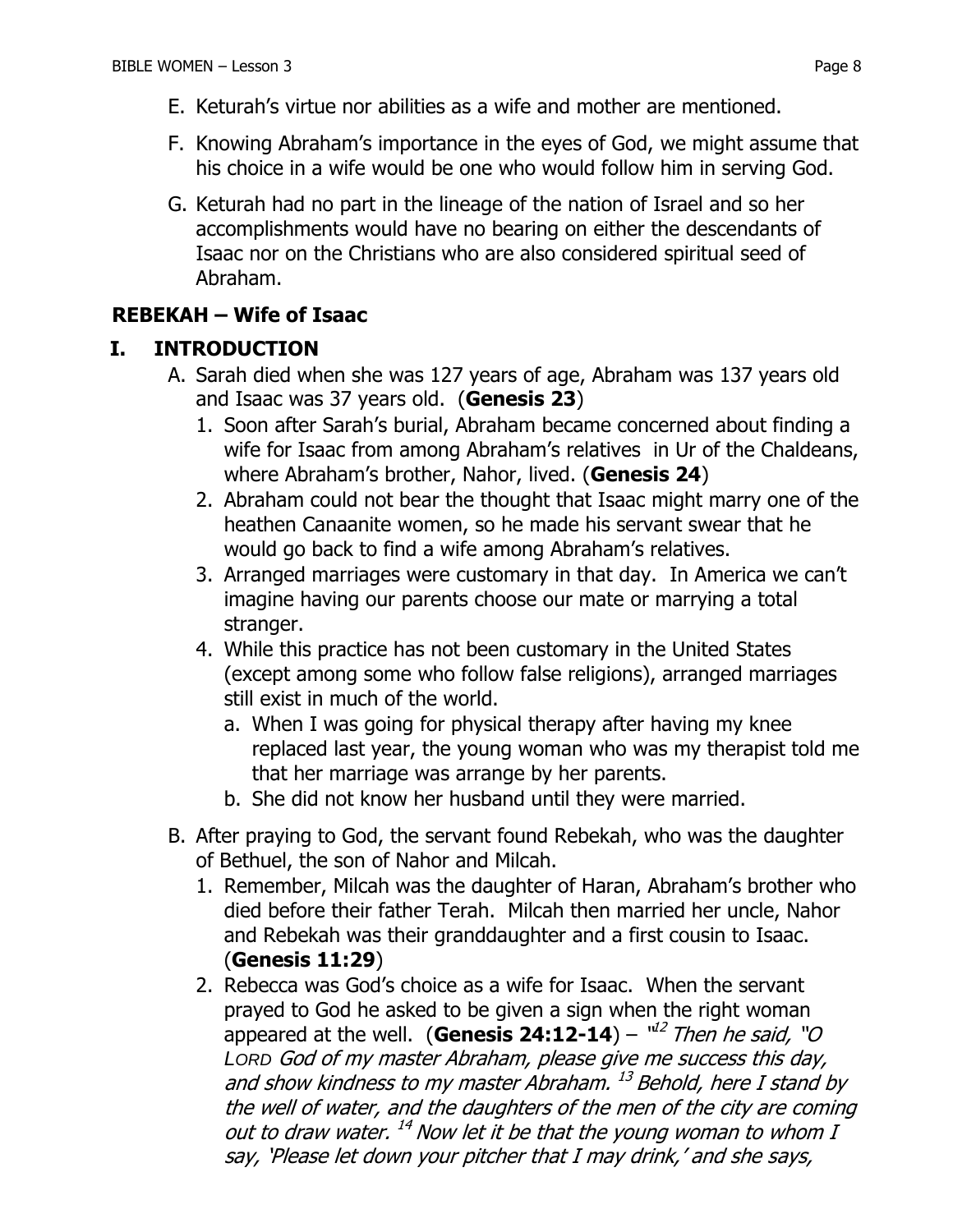E. Keturah's virtue nor abilities as a wife and mother are mentioned.

F. Knowing Abraham's importance in the eyes of God, we might assume that his choice in a wife would be one who would follow him in serving God.

G. Keturah had no part in the lineage of the nation of Israel and so her accomplishments would have no bearing on either the descendants of Isaac nor on the Christians who are also considered spiritual seed of Abraham.

## REBEKAH – Wife of Isaac

### I. INTRODUCTION

A. Sarah died when she was 127 years of age, Abraham was 137 years old and Isaac was 37 years old. (**Genesis 23**)

1. Soon after Sarah's burial, Abraham became concerned about finding a wife for Isaac from among Abraham's relatives in Ur of the Chaldeans, where Abraham's brother, Nahor, lived. (**Genesis 24**)
2. Abraham could not bear the thought that Isaac might marry one of the heathen Canaanite women, so he made his servant swear that he would go back to find a wife among Abraham's relatives.
3. Arranged marriages were customary in that day. In America we can't imagine having our parents choose our mate or marrying a total stranger.
4. While this practice has not been customary in the United States (except among some who follow false religions), arranged marriages still exist in much of the world.
   a. When I was going for physical therapy after having my knee replaced last year, the young woman who was my therapist told me that her marriage was arrange by her parents.
   b. She did not know her husband until they were married.

B. After praying to God, the servant found Rebekah, who was the daughter of Bethuel, the son of Nahor and Milcah.

1. Remember, Milcah was the daughter of Haran, Abraham's brother who died before their father Terah. Milcah then married her uncle, Nahor and Rebekah was their granddaughter and a first cousin to Isaac. (**Genesis 11:29**)
2. Rebecca was God's choice as a wife for Isaac. When the servant prayed to God he asked to be given a sign when the right woman appeared at the well. (**Genesis 24:12-14**) – *"[12] Then he said, "O LORD God of my master Abraham, please give me success this day, and show kindness to my master Abraham. [13] Behold, here I stand by the well of water, and the daughters of the men of the city are coming out to draw water. [14] Now let it be that the young woman to whom I say, 'Please let down your pitcher that I may drink,' and she says,*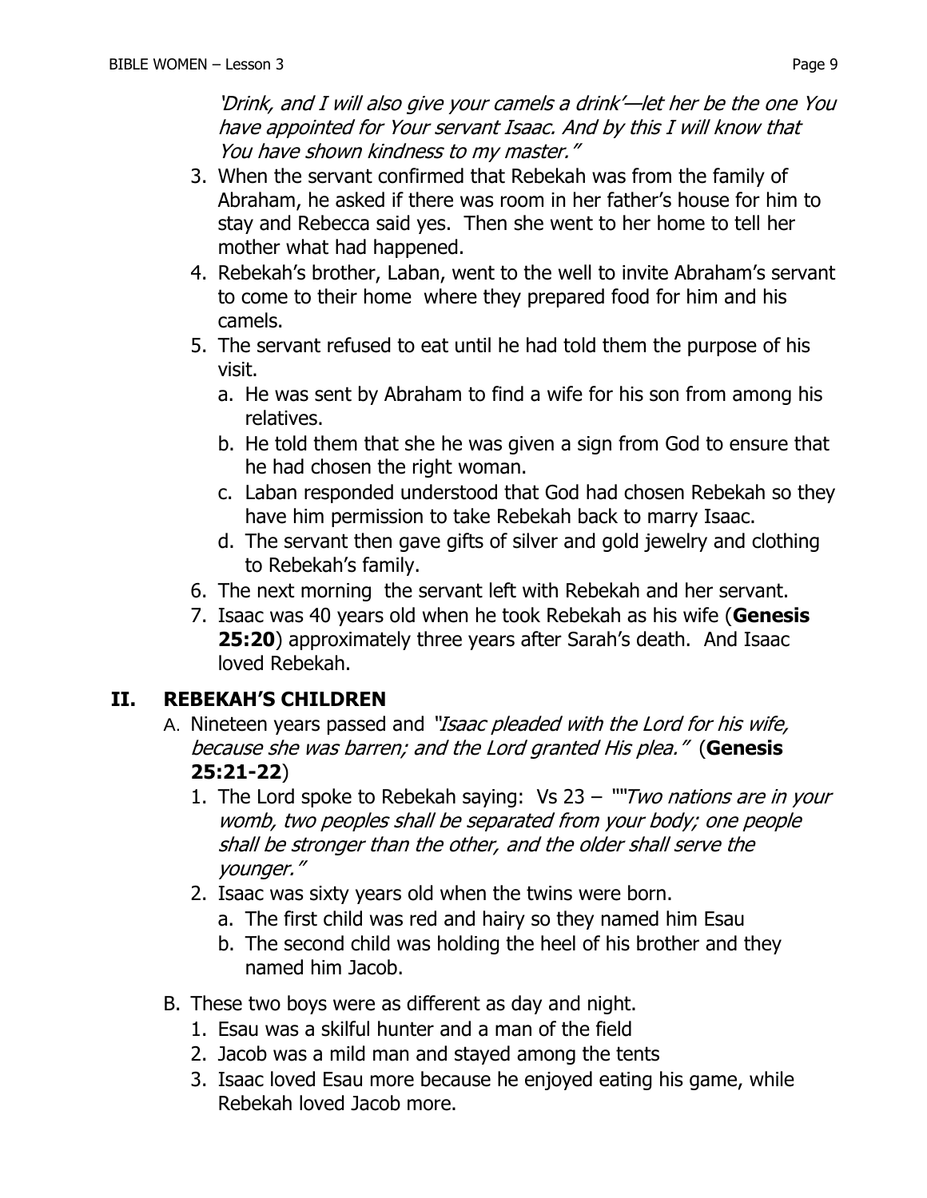*'Drink, and I will also give your camels a drink'—let her be the one You have appointed for Your servant Isaac. And by this I will know that You have shown kindness to my master."*

3. When the servant confirmed that Rebekah was from the family of Abraham, he asked if there was room in her father's house for him to stay and Rebecca said yes. Then she went to her home to tell her mother what had happened.
4. Rebekah's brother, Laban, went to the well to invite Abraham's servant to come to their home where they prepared food for him and his camels.
5. The servant refused to eat until he had told them the purpose of his visit.
   a. He was sent by Abraham to find a wife for his son from among his relatives.
   b. He told them that she he was given a sign from God to ensure that he had chosen the right woman.
   c. Laban responded understood that God had chosen Rebekah so they have him permission to take Rebekah back to marry Isaac.
   d. The servant then gave gifts of silver and gold jewelry and clothing to Rebekah's family.
6. The next morning the servant left with Rebekah and her servant.
7. Isaac was 40 years old when he took Rebekah as his wife (**Genesis 25:20**) approximately three years after Sarah's death. And Isaac loved Rebekah.

## II. REBEKAH'S CHILDREN

A. Nineteen years passed and *"Isaac pleaded with the Lord for his wife, because she was barren; and the Lord granted His plea."* (**Genesis 25:21-22**)
   1. The Lord spoke to Rebekah saying: Vs 23 – *""Two nations are in your womb, two peoples shall be separated from your body; one people shall be stronger than the other, and the older shall serve the younger."*
   2. Isaac was sixty years old when the twins were born.
      a. The first child was red and hairy so they named him Esau
      b. The second child was holding the heel of his brother and they named him Jacob.

B. These two boys were as different as day and night.
   1. Esau was a skilful hunter and a man of the field
   2. Jacob was a mild man and stayed among the tents
   3. Isaac loved Esau more because he enjoyed eating his game, while Rebekah loved Jacob more.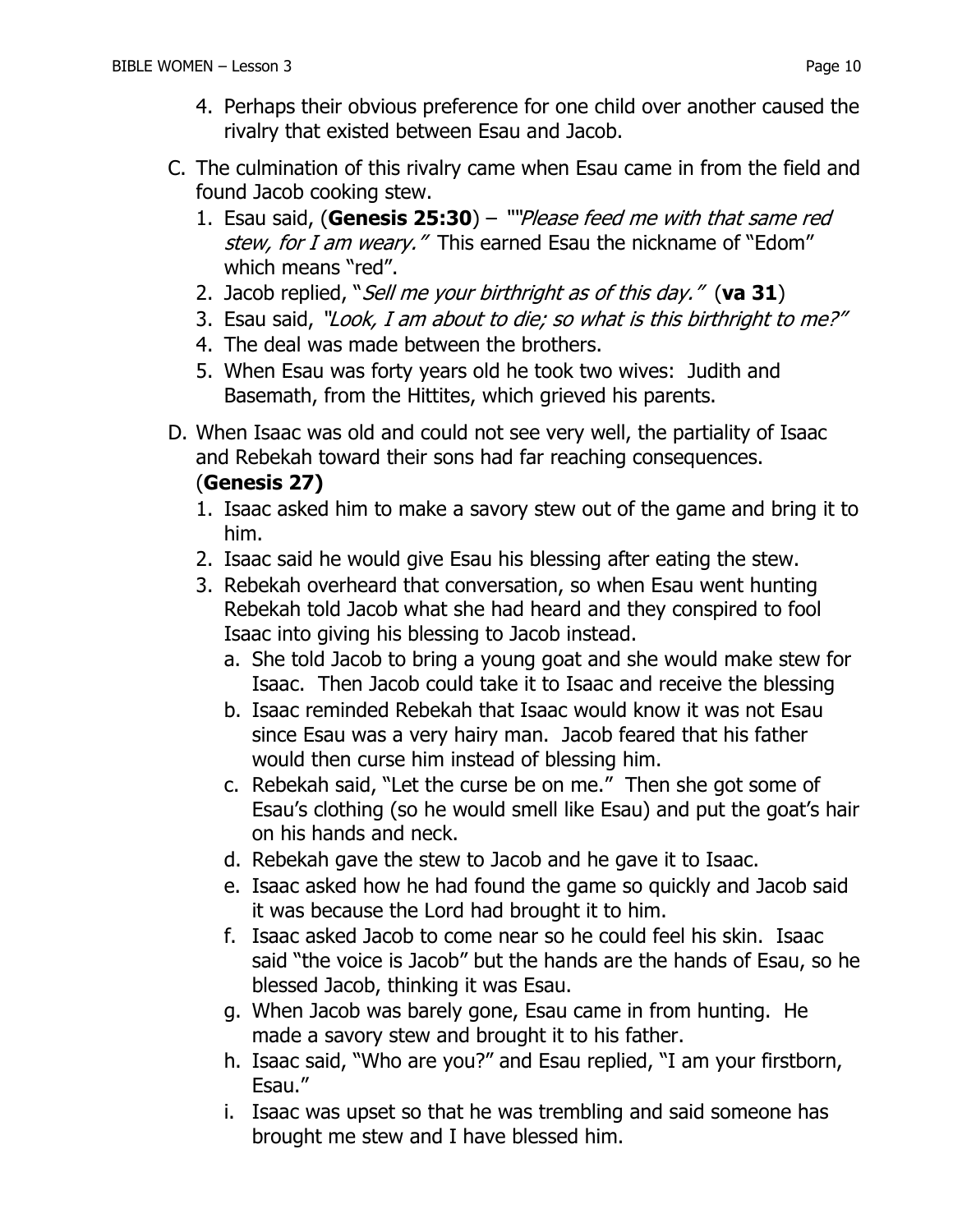4. Perhaps their obvious preference for one child over another caused the rivalry that existed between Esau and Jacob.

C. The culmination of this rivalry came when Esau came in from the field and found Jacob cooking stew.
   1. Esau said, (**Genesis 25:30**) – ""*Please feed me with that same red stew, for I am weary."* This earned Esau the nickname of "Edom" which means "red".
   2. Jacob replied, "*Sell me your birthright as of this day."* (**va 31**)
   3. Esau said, *"Look, I am about to die; so what is this birthright to me?"*
   4. The deal was made between the brothers.
   5. When Esau was forty years old he took two wives: Judith and Basemath, from the Hittites, which grieved his parents.

D. When Isaac was old and could not see very well, the partiality of Isaac and Rebekah toward their sons had far reaching consequences. (**Genesis 27)**
   1. Isaac asked him to make a savory stew out of the game and bring it to him.
   2. Isaac said he would give Esau his blessing after eating the stew.
   3. Rebekah overheard that conversation, so when Esau went hunting Rebekah told Jacob what she had heard and they conspired to fool Isaac into giving his blessing to Jacob instead.
      a. She told Jacob to bring a young goat and she would make stew for Isaac. Then Jacob could take it to Isaac and receive the blessing
      b. Isaac reminded Rebekah that Isaac would know it was not Esau since Esau was a very hairy man. Jacob feared that his father would then curse him instead of blessing him.
      c. Rebekah said, "Let the curse be on me." Then she got some of Esau's clothing (so he would smell like Esau) and put the goat's hair on his hands and neck.
      d. Rebekah gave the stew to Jacob and he gave it to Isaac.
      e. Isaac asked how he had found the game so quickly and Jacob said it was because the Lord had brought it to him.
      f. Isaac asked Jacob to come near so he could feel his skin. Isaac said "the voice is Jacob" but the hands are the hands of Esau, so he blessed Jacob, thinking it was Esau.
      g. When Jacob was barely gone, Esau came in from hunting. He made a savory stew and brought it to his father.
      h. Isaac said, "Who are you?" and Esau replied, "I am your firstborn, Esau."
      i. Isaac was upset so that he was trembling and said someone has brought me stew and I have blessed him.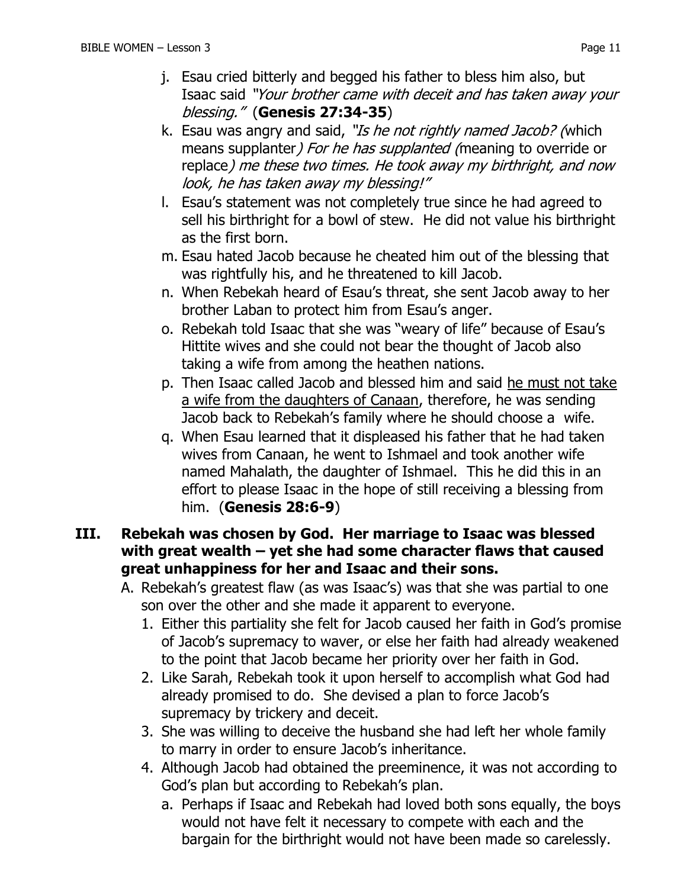j. Esau cried bitterly and begged his father to bless him also, but Isaac said *"Your brother came with deceit and has taken away your blessing."* (**Genesis 27:34-35**)

k. Esau was angry and said, *"Is he not rightly named Jacob? (*which means supplanter*) For he has supplanted (*meaning to override or replace*) me these two times. He took away my birthright, and now look, he has taken away my blessing!"*

l. Esau's statement was not completely true since he had agreed to sell his birthright for a bowl of stew. He did not value his birthright as the first born.

m. Esau hated Jacob because he cheated him out of the blessing that was rightfully his, and he threatened to kill Jacob.

n. When Rebekah heard of Esau's threat, she sent Jacob away to her brother Laban to protect him from Esau's anger.

o. Rebekah told Isaac that she was "weary of life" because of Esau's Hittite wives and she could not bear the thought of Jacob also taking a wife from among the heathen nations.

p. Then Isaac called Jacob and blessed him and said <u>he must not take a wife from the daughters of Canaan</u>, therefore, he was sending Jacob back to Rebekah's family where he should choose a wife.

q. When Esau learned that it displeased his father that he had taken wives from Canaan, he went to Ishmael and took another wife named Mahalath, the daughter of Ishmael. This he did this in an effort to please Isaac in the hope of still receiving a blessing from him. (**Genesis 28:6-9**)

**III. Rebekah was chosen by God. Her marriage to Isaac was blessed with great wealth – yet she had some character flaws that caused great unhappiness for her and Isaac and their sons.**

A. Rebekah's greatest flaw (as was Isaac's) was that she was partial to one son over the other and she made it apparent to everyone.

1. Either this partiality she felt for Jacob caused her faith in God's promise of Jacob's supremacy to waver, or else her faith had already weakened to the point that Jacob became her priority over her faith in God.
2. Like Sarah, Rebekah took it upon herself to accomplish what God had already promised to do. She devised a plan to force Jacob's supremacy by trickery and deceit.
3. She was willing to deceive the husband she had left her whole family to marry in order to ensure Jacob's inheritance.
4. Although Jacob had obtained the preeminence, it was not according to God's plan but according to Rebekah's plan.
   a. Perhaps if Isaac and Rebekah had loved both sons equally, the boys would not have felt it necessary to compete with each and the bargain for the birthright would not have been made so carelessly.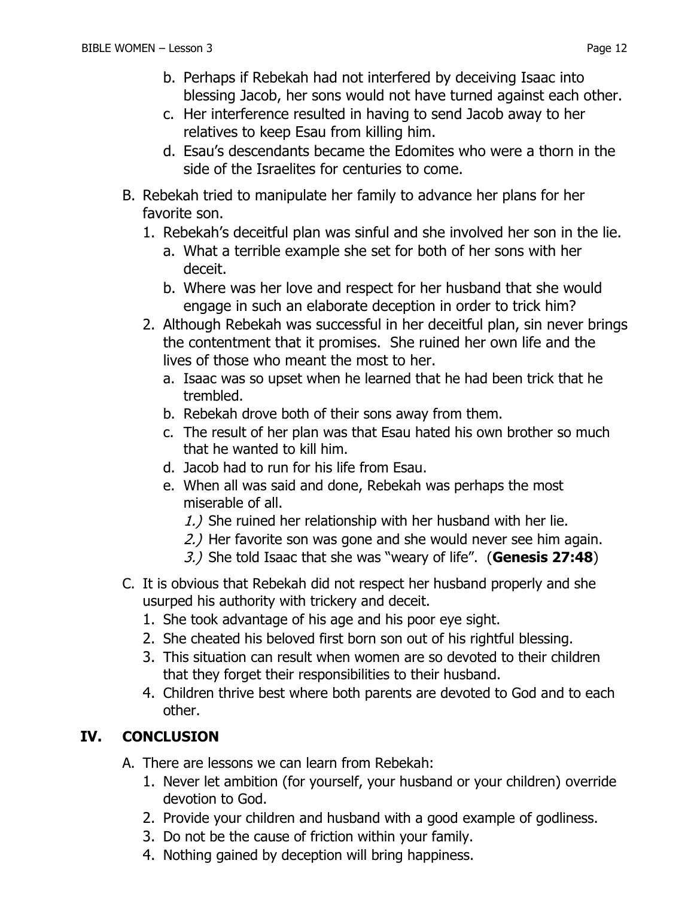b. Perhaps if Rebekah had not interfered by deceiving Isaac into blessing Jacob, her sons would not have turned against each other.
   c. Her interference resulted in having to send Jacob away to her relatives to keep Esau from killing him.
   d. Esau's descendants became the Edomites who were a thorn in the side of the Israelites for centuries to come.

B. Rebekah tried to manipulate her family to advance her plans for her favorite son.
   1. Rebekah's deceitful plan was sinful and she involved her son in the lie.
      a. What a terrible example she set for both of her sons with her deceit.
      b. Where was her love and respect for her husband that she would engage in such an elaborate deception in order to trick him?
   2. Although Rebekah was successful in her deceitful plan, sin never brings the contentment that it promises. She ruined her own life and the lives of those who meant the most to her.
      a. Isaac was so upset when he learned that he had been trick that he trembled.
      b. Rebekah drove both of their sons away from them.
      c. The result of her plan was that Esau hated his own brother so much that he wanted to kill him.
      d. Jacob had to run for his life from Esau.
      e. When all was said and done, Rebekah was perhaps the most miserable of all.
         *1.)* She ruined her relationship with her husband with her lie.
         *2.)* Her favorite son was gone and she would never see him again.
         *3.)* She told Isaac that she was "weary of life". (**Genesis 27:48**)

C. It is obvious that Rebekah did not respect her husband properly and she usurped his authority with trickery and deceit.
   1. She took advantage of his age and his poor eye sight.
   2. She cheated his beloved first born son out of his rightful blessing.
   3. This situation can result when women are so devoted to their children that they forget their responsibilities to their husband.
   4. Children thrive best where both parents are devoted to God and to each other.

## IV. CONCLUSION

A. There are lessons we can learn from Rebekah:
   1. Never let ambition (for yourself, your husband or your children) override devotion to God.
   2. Provide your children and husband with a good example of godliness.
   3. Do not be the cause of friction within your family.
   4. Nothing gained by deception will bring happiness.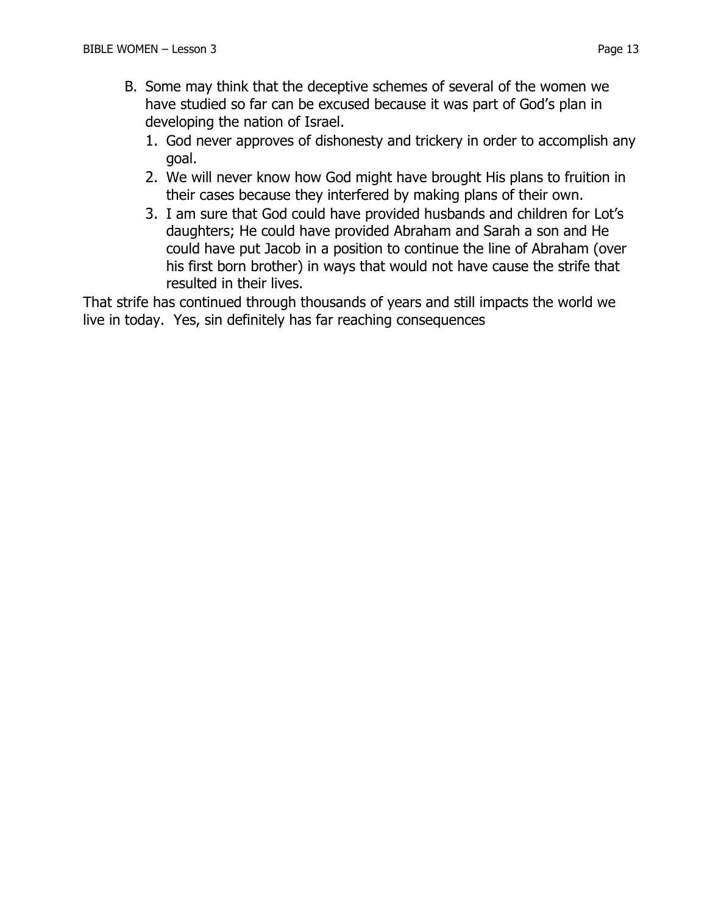B. Some may think that the deceptive schemes of several of the women we have studied so far can be excused because it was part of God's plan in developing the nation of Israel.

   1. God never approves of dishonesty and trickery in order to accomplish any goal.
   2. We will never know how God might have brought His plans to fruition in their cases because they interfered by making plans of their own.
   3. I am sure that God could have provided husbands and children for Lot's daughters; He could have provided Abraham and Sarah a son and He could have put Jacob in a position to continue the line of Abraham (over his first born brother) in ways that would not have cause the strife that resulted in their lives.

That strife has continued through thousands of years and still impacts the world we live in today. Yes, sin definitely has far reaching consequences